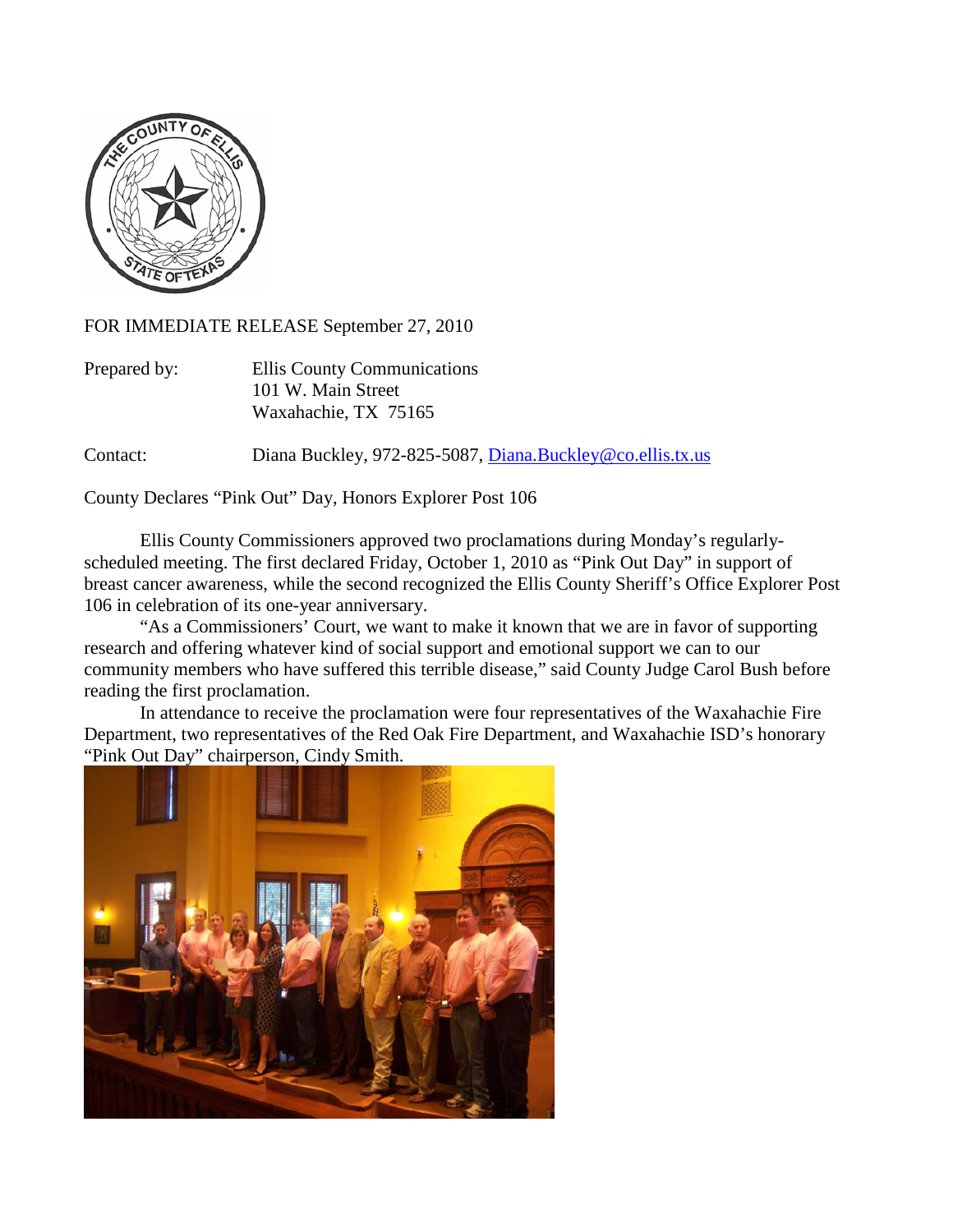FOR IMMEDIATE RELEASE September 27, 2010

Prepared by: Ellis County Communications
101 W. Main Street
Waxahachie, TX 75165

Contact: Diana Buckley, 972-825-5087, Diana.Buckley@co.ellis.tx.us

County Declares "Pink Out" Day, Honors Explorer Post 106

Ellis County Commissioners approved two proclamations during Monday's regularly-scheduled meeting. The first declared Friday, October 1, 2010 as "Pink Out Day" in support of breast cancer awareness, while the second recognized the Ellis County Sheriff's Office Explorer Post 106 in celebration of its one-year anniversary.

"As a Commissioners' Court, we want to make it known that we are in favor of supporting research and offering whatever kind of social support and emotional support we can to our community members who have suffered this terrible disease," said County Judge Carol Bush before reading the first proclamation.

In attendance to receive the proclamation were four representatives of the Waxahachie Fire Department, two representatives of the Red Oak Fire Department, and Waxahachie ISD's honorary "Pink Out Day" chairperson, Cindy Smith.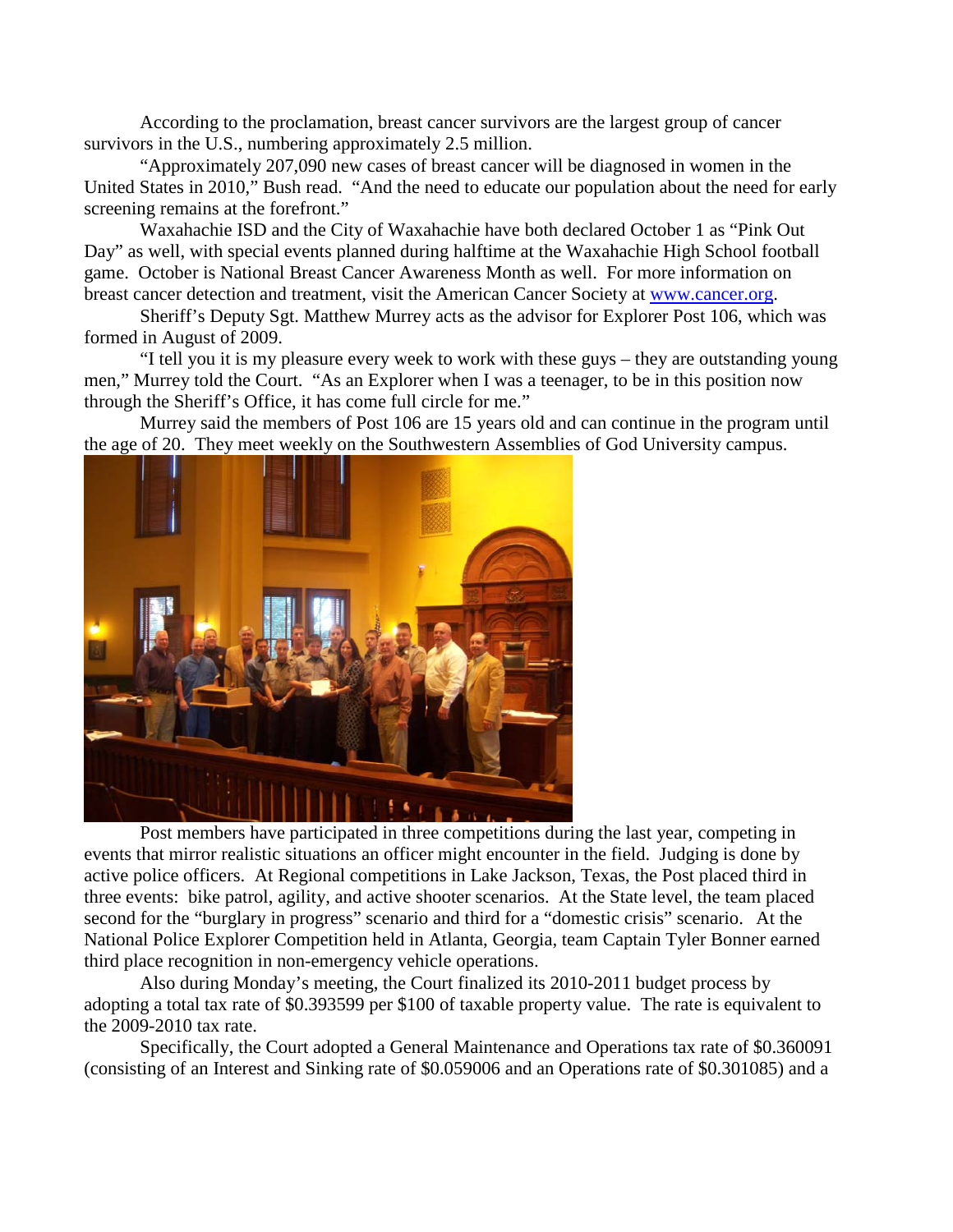According to the proclamation, breast cancer survivors are the largest group of cancer survivors in the U.S., numbering approximately 2.5 million.

"Approximately 207,090 new cases of breast cancer will be diagnosed in women in the United States in 2010," Bush read. "And the need to educate our population about the need for early screening remains at the forefront."

Waxahachie ISD and the City of Waxahachie have both declared October 1 as "Pink Out Day" as well, with special events planned during halftime at the Waxahachie High School football game. October is National Breast Cancer Awareness Month as well. For more information on breast cancer detection and treatment, visit the American Cancer Society at [www.cancer.org](www.cancer.org).

Sheriff's Deputy Sgt. Matthew Murrey acts as the advisor for Explorer Post 106, which was formed in August of 2009.

"I tell you it is my pleasure every week to work with these guys – they are outstanding young men," Murrey told the Court. "As an Explorer when I was a teenager, to be in this position now through the Sheriff's Office, it has come full circle for me."

Murrey said the members of Post 106 are 15 years old and can continue in the program until the age of 20. They meet weekly on the Southwestern Assemblies of God University campus.

Post members have participated in three competitions during the last year, competing in events that mirror realistic situations an officer might encounter in the field. Judging is done by active police officers. At Regional competitions in Lake Jackson, Texas, the Post placed third in three events: bike patrol, agility, and active shooter scenarios. At the State level, the team placed second for the "burglary in progress" scenario and third for a "domestic crisis" scenario. At the National Police Explorer Competition held in Atlanta, Georgia, team Captain Tyler Bonner earned third place recognition in non-emergency vehicle operations.

Also during Monday's meeting, the Court finalized its 2010-2011 budget process by adopting a total tax rate of $0.393599 per $100 of taxable property value. The rate is equivalent to the 2009-2010 tax rate.

Specifically, the Court adopted a General Maintenance and Operations tax rate of $0.360091 (consisting of an Interest and Sinking rate of $0.059006 and an Operations rate of $0.301085) and a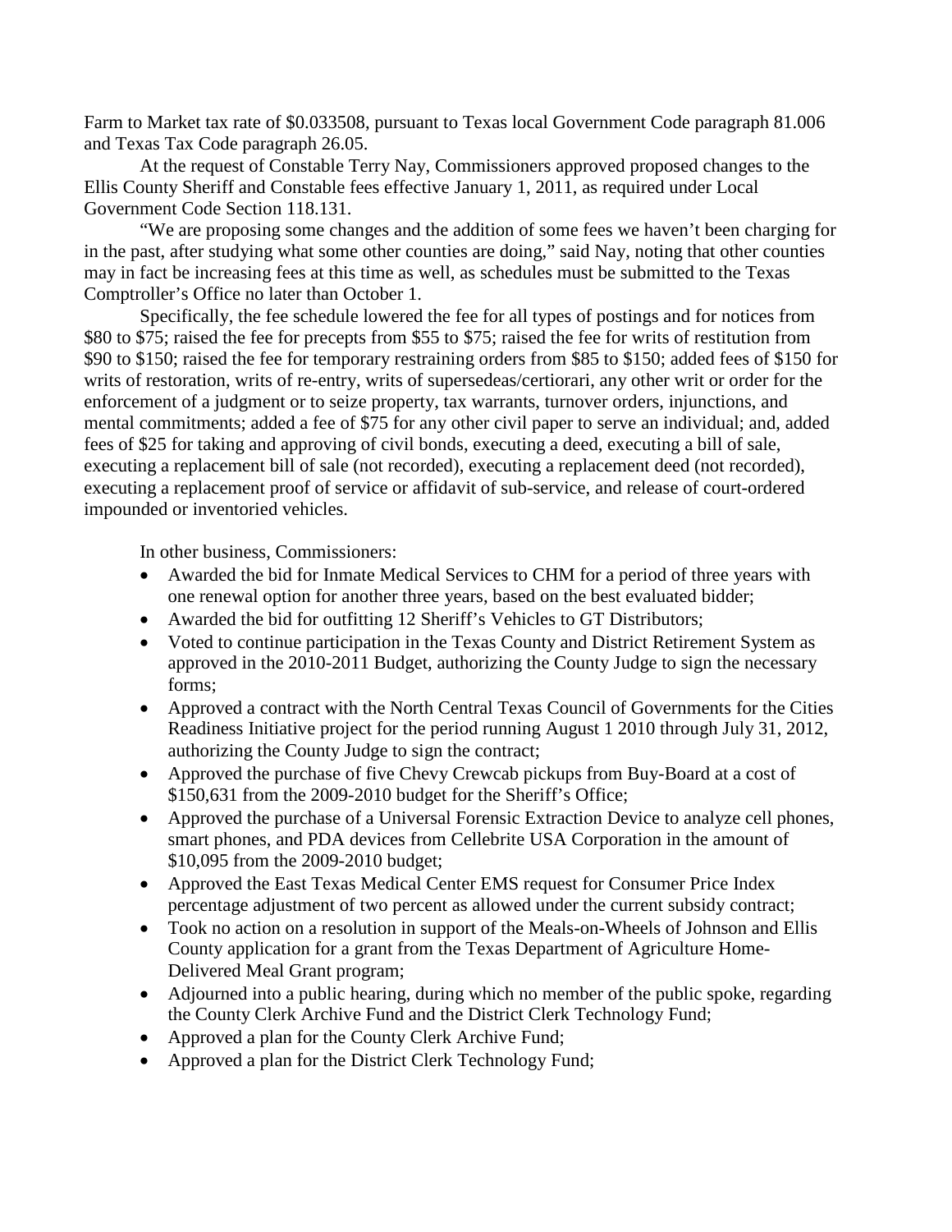Farm to Market tax rate of $0.033508, pursuant to Texas local Government Code paragraph 81.006 and Texas Tax Code paragraph 26.05.

At the request of Constable Terry Nay, Commissioners approved proposed changes to the Ellis County Sheriff and Constable fees effective January 1, 2011, as required under Local Government Code Section 118.131.

"We are proposing some changes and the addition of some fees we haven't been charging for in the past, after studying what some other counties are doing," said Nay, noting that other counties may in fact be increasing fees at this time as well, as schedules must be submitted to the Texas Comptroller's Office no later than October 1.

Specifically, the fee schedule lowered the fee for all types of postings and for notices from $80 to $75; raised the fee for precepts from $55 to $75; raised the fee for writs of restitution from $90 to $150; raised the fee for temporary restraining orders from $85 to $150; added fees of $150 for writs of restoration, writs of re-entry, writs of supersedeas/certiorari, any other writ or order for the enforcement of a judgment or to seize property, tax warrants, turnover orders, injunctions, and mental commitments; added a fee of $75 for any other civil paper to serve an individual; and, added fees of $25 for taking and approving of civil bonds, executing a deed, executing a bill of sale, executing a replacement bill of sale (not recorded), executing a replacement deed (not recorded), executing a replacement proof of service or affidavit of sub-service, and release of court-ordered impounded or inventoried vehicles.

In other business, Commissioners:

- Awarded the bid for Inmate Medical Services to CHM for a period of three years with one renewal option for another three years, based on the best evaluated bidder;
- Awarded the bid for outfitting 12 Sheriff's Vehicles to GT Distributors;
- Voted to continue participation in the Texas County and District Retirement System as approved in the 2010-2011 Budget, authorizing the County Judge to sign the necessary forms;
- Approved a contract with the North Central Texas Council of Governments for the Cities Readiness Initiative project for the period running August 1 2010 through July 31, 2012, authorizing the County Judge to sign the contract;
- Approved the purchase of five Chevy Crewcab pickups from Buy-Board at a cost of $150,631 from the 2009-2010 budget for the Sheriff's Office;
- Approved the purchase of a Universal Forensic Extraction Device to analyze cell phones, smart phones, and PDA devices from Cellebrite USA Corporation in the amount of $10,095 from the 2009-2010 budget;
- Approved the East Texas Medical Center EMS request for Consumer Price Index percentage adjustment of two percent as allowed under the current subsidy contract;
- Took no action on a resolution in support of the Meals-on-Wheels of Johnson and Ellis County application for a grant from the Texas Department of Agriculture Home-Delivered Meal Grant program;
- Adjourned into a public hearing, during which no member of the public spoke, regarding the County Clerk Archive Fund and the District Clerk Technology Fund;
- Approved a plan for the County Clerk Archive Fund;
- Approved a plan for the District Clerk Technology Fund;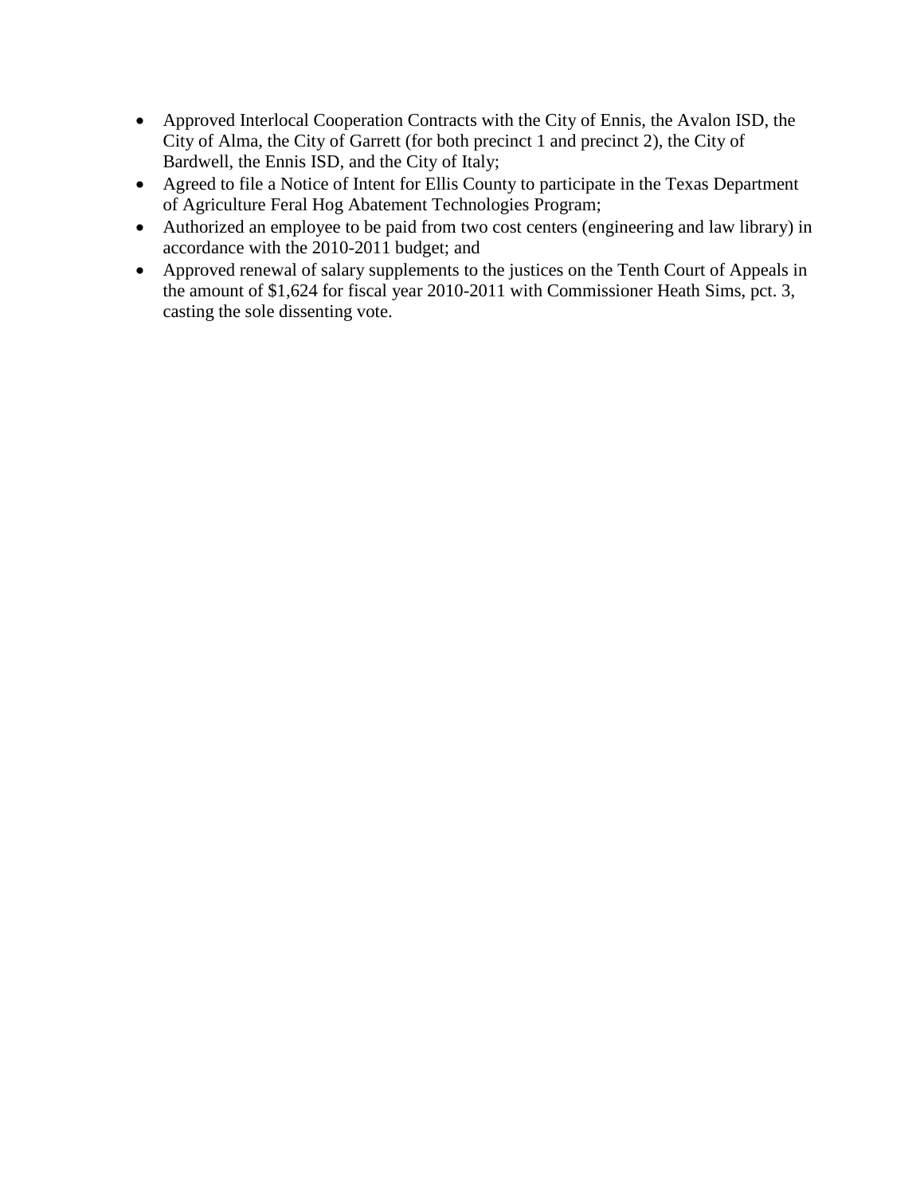- Approved Interlocal Cooperation Contracts with the City of Ennis, the Avalon ISD, the City of Alma, the City of Garrett (for both precinct 1 and precinct 2), the City of Bardwell, the Ennis ISD, and the City of Italy;
- Agreed to file a Notice of Intent for Ellis County to participate in the Texas Department of Agriculture Feral Hog Abatement Technologies Program;
- Authorized an employee to be paid from two cost centers (engineering and law library) in accordance with the 2010-2011 budget; and
- Approved renewal of salary supplements to the justices on the Tenth Court of Appeals in the amount of $1,624 for fiscal year 2010-2011 with Commissioner Heath Sims, pct. 3, casting the sole dissenting vote.